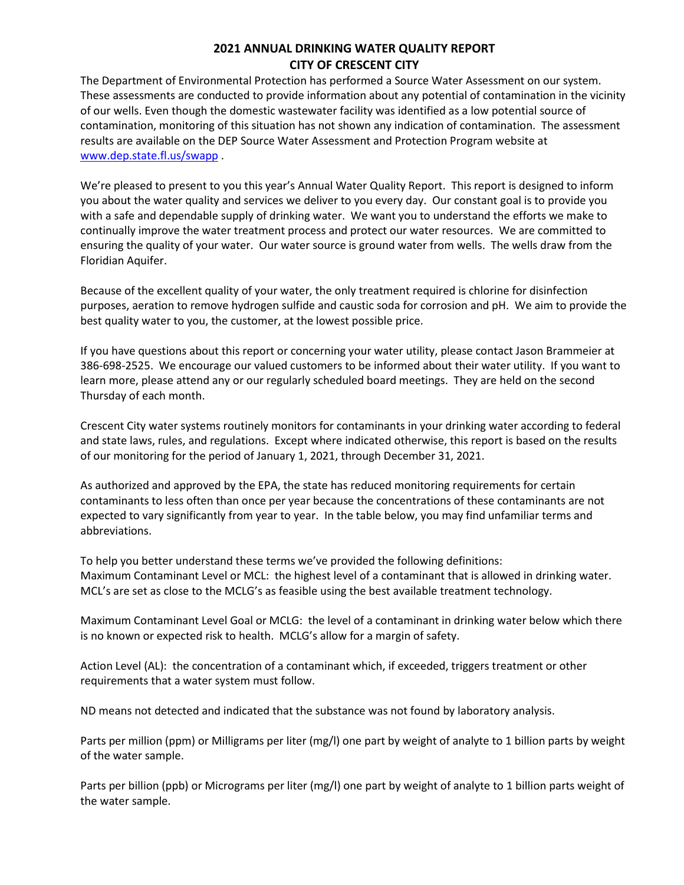# 2021 ANNUAL DRINKING WATER QUALITY REPORT
# CITY OF CRESCENT CITY

The Department of Environmental Protection has performed a Source Water Assessment on our system. These assessments are conducted to provide information about any potential of contamination in the vicinity of our wells. Even though the domestic wastewater facility was identified as a low potential source of contamination, monitoring of this situation has not shown any indication of contamination. The assessment results are available on the DEP Source Water Assessment and Protection Program website at www.dep.state.fl.us/swapp .

We're pleased to present to you this year's Annual Water Quality Report. This report is designed to inform you about the water quality and services we deliver to you every day. Our constant goal is to provide you with a safe and dependable supply of drinking water. We want you to understand the efforts we make to continually improve the water treatment process and protect our water resources. We are committed to ensuring the quality of your water. Our water source is ground water from wells. The wells draw from the Floridian Aquifer.

Because of the excellent quality of your water, the only treatment required is chlorine for disinfection purposes, aeration to remove hydrogen sulfide and caustic soda for corrosion and pH. We aim to provide the best quality water to you, the customer, at the lowest possible price.

If you have questions about this report or concerning your water utility, please contact Jason Brammeier at 386-698-2525. We encourage our valued customers to be informed about their water utility. If you want to learn more, please attend any or our regularly scheduled board meetings. They are held on the second Thursday of each month.

Crescent City water systems routinely monitors for contaminants in your drinking water according to federal and state laws, rules, and regulations. Except where indicated otherwise, this report is based on the results of our monitoring for the period of January 1, 2021, through December 31, 2021.

As authorized and approved by the EPA, the state has reduced monitoring requirements for certain contaminants to less often than once per year because the concentrations of these contaminants are not expected to vary significantly from year to year. In the table below, you may find unfamiliar terms and abbreviations.

To help you better understand these terms we've provided the following definitions:
Maximum Contaminant Level or MCL: the highest level of a contaminant that is allowed in drinking water. MCL's are set as close to the MCLG's as feasible using the best available treatment technology.

Maximum Contaminant Level Goal or MCLG: the level of a contaminant in drinking water below which there is no known or expected risk to health. MCLG's allow for a margin of safety.

Action Level (AL): the concentration of a contaminant which, if exceeded, triggers treatment or other requirements that a water system must follow.

ND means not detected and indicated that the substance was not found by laboratory analysis.

Parts per million (ppm) or Milligrams per liter (mg/l) one part by weight of analyte to 1 billion parts by weight of the water sample.

Parts per billion (ppb) or Micrograms per liter (mg/l) one part by weight of analyte to 1 billion parts weight of the water sample.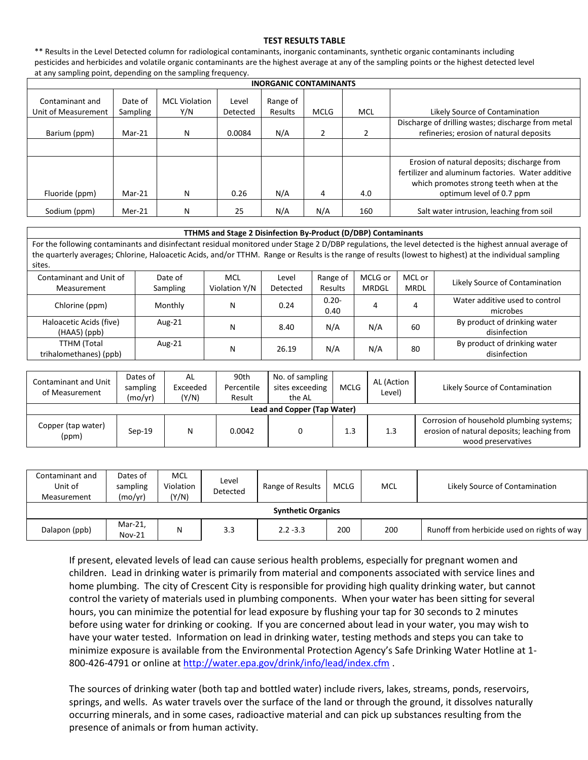## TEST RESULTS TABLE

** Results in the Level Detected column for radiological contaminants, inorganic contaminants, synthetic organic contaminants including pesticides and herbicides and volatile organic contaminants are the highest average at any of the sampling points or the highest detected level at any sampling point, depending on the sampling frequency.

| INORGANIC CONTAMINANTS | | | | | | | |
|---|---|---|---|---|---|---|---|
| Contaminant and Unit of Measurement | Date of Sampling | MCL Violation Y/N | Level Detected | Range of Results | MCLG | MCL | Likely Source of Contamination |
| Barium (ppm) | Mar-21 | N | 0.0084 | N/A | 2 | 2 | Discharge of drilling wastes; discharge from metal refineries; erosion of natural deposits |
| | | | | | | | |
| Fluoride (ppm) | Mar-21 | N | 0.26 | N/A | 4 | 4.0 | Erosion of natural deposits; discharge from fertilizer and aluminum factories. Water additive which promotes strong teeth when at the optimum level of 0.7 ppm |
| Sodium (ppm) | Mer-21 | N | 25 | N/A | N/A | 160 | Salt water intrusion, leaching from soil |

**TTHMS and Stage 2 Disinfection By-Product (D/DBP) Contaminants**

For the following contaminants and disinfectant residual monitored under Stage 2 D/DBP regulations, the level detected is the highest annual average of the quarterly averages; Chlorine, Haloacetic Acids, and/or TTHM. Range or Results is the range of results (lowest to highest) at the individual sampling sites.

| Contaminant and Unit of Measurement | Date of Sampling | MCL Violation Y/N | Level Detected | Range of Results | MCLG or MRDGL | MCL or MRDL | Likely Source of Contamination |
|---|---|---|---|---|---|---|---|
| Chlorine (ppm) | Monthly | N | 0.24 | 0.20-0.40 | 4 | 4 | Water additive used to control microbes |
| Haloacetic Acids (five) (HAA5) (ppb) | Aug-21 | N | 8.40 | N/A | N/A | 60 | By product of drinking water disinfection |
| TTHM (Total trihalomethanes) (ppb) | Aug-21 | N | 26.19 | N/A | N/A | 80 | By product of drinking water disinfection |

| Contaminant and Unit of Measurement | Dates of sampling (mo/yr) | AL Exceeded (Y/N) | 90th Percentile Result | No. of sampling sites exceeding the AL | MCLG | AL (Action Level) | Likely Source of Contamination |
|---|---|---|---|---|---|---|---|
| **Lead and Copper (Tap Water)** | | | | | | | |
| Copper (tap water) (ppm) | Sep-19 | N | 0.0042 | 0 | 1.3 | 1.3 | Corrosion of household plumbing systems; erosion of natural deposits; leaching from wood preservatives |

| Contaminant and Unit of Measurement | Dates of sampling (mo/yr) | MCL Violation (Y/N) | Level Detected | Range of Results | MCLG | MCL | Likely Source of Contamination |
|---|---|---|---|---|---|---|---|
| **Synthetic Organics** | | | | | | | |
| Dalapon (ppb) | Mar-21, Nov-21 | N | 3.3 | 2.2 -3.3 | 200 | 200 | Runoff from herbicide used on rights of way |

If present, elevated levels of lead can cause serious health problems, especially for pregnant women and children. Lead in drinking water is primarily from material and components associated with service lines and home plumbing. The city of Crescent City is responsible for providing high quality drinking water, but cannot control the variety of materials used in plumbing components. When your water has been sitting for several hours, you can minimize the potential for lead exposure by flushing your tap for 30 seconds to 2 minutes before using water for drinking or cooking. If you are concerned about lead in your water, you may wish to have your water tested. Information on lead in drinking water, testing methods and steps you can take to minimize exposure is available from the Environmental Protection Agency's Safe Drinking Water Hotline at 1-800-426-4791 or online at http://water.epa.gov/drink/info/lead/index.cfm .

The sources of drinking water (both tap and bottled water) include rivers, lakes, streams, ponds, reservoirs, springs, and wells. As water travels over the surface of the land or through the ground, it dissolves naturally occurring minerals, and in some cases, radioactive material and can pick up substances resulting from the presence of animals or from human activity.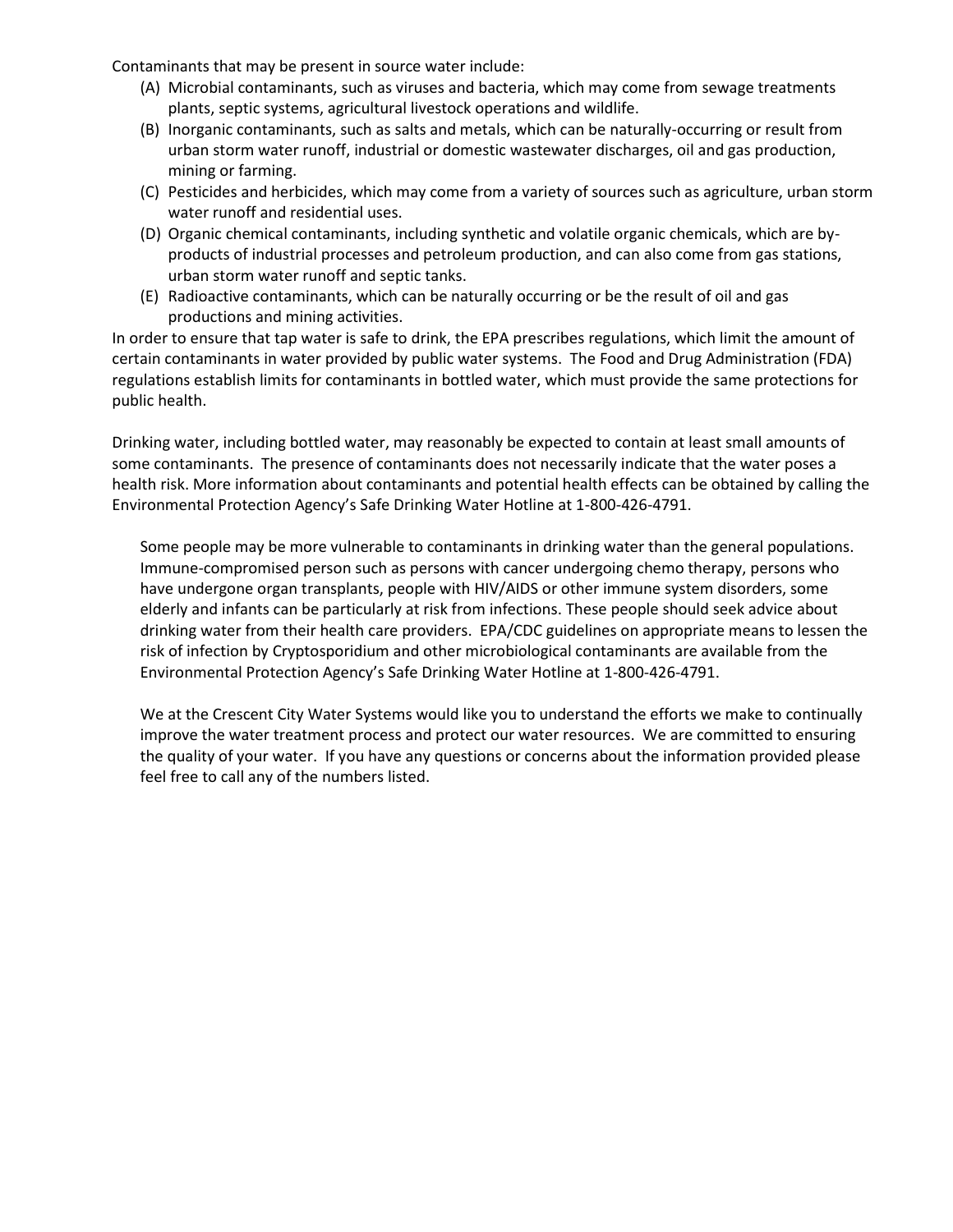Contaminants that may be present in source water include:

(A) Microbial contaminants, such as viruses and bacteria, which may come from sewage treatments plants, septic systems, agricultural livestock operations and wildlife.
(B) Inorganic contaminants, such as salts and metals, which can be naturally-occurring or result from urban storm water runoff, industrial or domestic wastewater discharges, oil and gas production, mining or farming.
(C) Pesticides and herbicides, which may come from a variety of sources such as agriculture, urban storm water runoff and residential uses.
(D) Organic chemical contaminants, including synthetic and volatile organic chemicals, which are by-products of industrial processes and petroleum production, and can also come from gas stations, urban storm water runoff and septic tanks.
(E) Radioactive contaminants, which can be naturally occurring or be the result of oil and gas productions and mining activities.

In order to ensure that tap water is safe to drink, the EPA prescribes regulations, which limit the amount of certain contaminants in water provided by public water systems. The Food and Drug Administration (FDA) regulations establish limits for contaminants in bottled water, which must provide the same protections for public health.

Drinking water, including bottled water, may reasonably be expected to contain at least small amounts of some contaminants. The presence of contaminants does not necessarily indicate that the water poses a health risk. More information about contaminants and potential health effects can be obtained by calling the Environmental Protection Agency's Safe Drinking Water Hotline at 1-800-426-4791.

Some people may be more vulnerable to contaminants in drinking water than the general populations. Immune-compromised person such as persons with cancer undergoing chemo therapy, persons who have undergone organ transplants, people with HIV/AIDS or other immune system disorders, some elderly and infants can be particularly at risk from infections. These people should seek advice about drinking water from their health care providers. EPA/CDC guidelines on appropriate means to lessen the risk of infection by Cryptosporidium and other microbiological contaminants are available from the Environmental Protection Agency's Safe Drinking Water Hotline at 1-800-426-4791.

We at the Crescent City Water Systems would like you to understand the efforts we make to continually improve the water treatment process and protect our water resources. We are committed to ensuring the quality of your water. If you have any questions or concerns about the information provided please feel free to call any of the numbers listed.